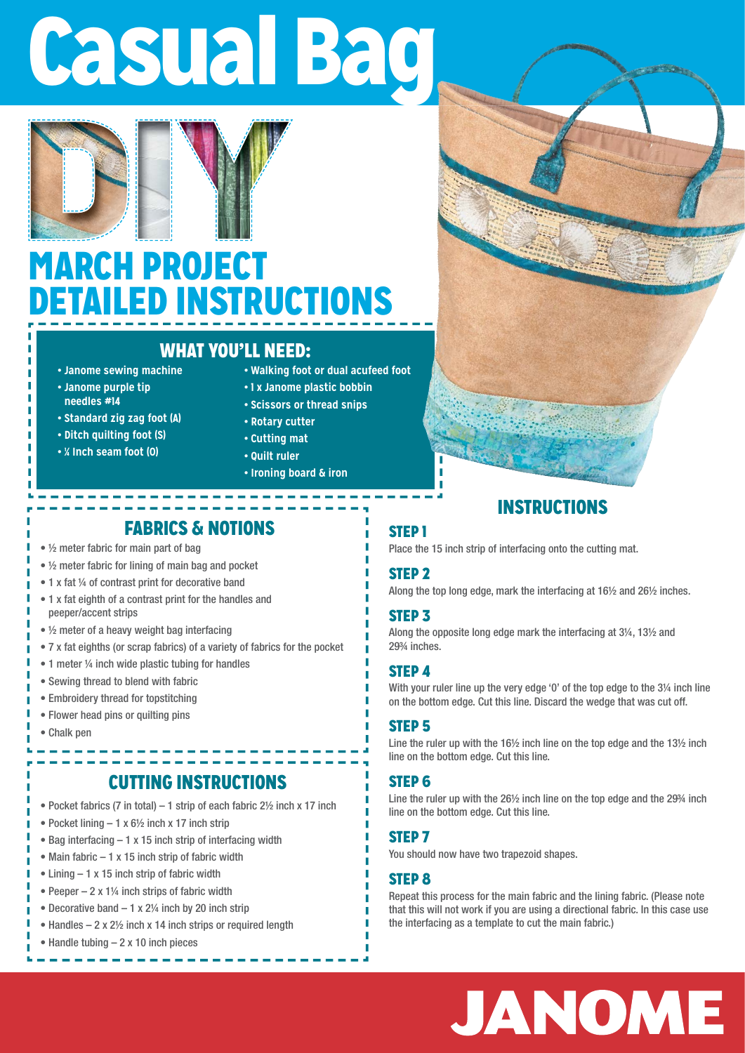# Casual Bag

DIY

## MARCH PROJECT DETAILED INSTRUCTIONS

### WHAT YOU'LL NEED:

- Janome sewing machine
- Janome purple tip needles #14
- Standard zig zag foot (A)
- Ditch quilting foot (S)
- ¼ Inch seam foot (O)
- Walking foot or dual acufeed foot
- 1 x Janome plastic bobbin
- Scissors or thread snips
- Rotary cutter
- Cutting mat
- Quilt ruler
- Ironing board & iron

### FABRICS & NOTIONS

- ½ meter fabric for main part of bag
- ½ meter fabric for lining of main bag and pocket
- 1 x fat ¼ of contrast print for decorative band
- 1 x fat eighth of a contrast print for the handles and peeper/accent strips
- ½ meter of a heavy weight bag interfacing
- 7 x fat eighths (or scrap fabrics) of a variety of fabrics for the pocket
- 1 meter ¼ inch wide plastic tubing for handles
- Sewing thread to blend with fabric
- Embroidery thread for topstitching
- Flower head pins or quilting pins
- Chalk pen

### CUTTING INSTRUCTIONS

- Pocket fabrics (7 in total) – 1 strip of each fabric 2½ inch x 17 inch
- Pocket lining – 1 x 6½ inch x 17 inch strip
- Bag interfacing – 1 x 15 inch strip of interfacing width
- Main fabric – 1 x 15 inch strip of fabric width
- Lining – 1 x 15 inch strip of fabric width
- Peeper – 2 x 1¼ inch strips of fabric width
- Decorative band – 1 x 2¼ inch by 20 inch strip
- Handles – 2 x 2½ inch x 14 inch strips or required length
- Handle tubing – 2 x 10 inch pieces

### INSTRUCTIONS

**STEP 1**

Place the 15 inch strip of interfacing onto the cutting mat.

**STEP 2**

Along the top long edge, mark the interfacing at 16½ and 26½ inches.

**STEP 3**

Along the opposite long edge mark the interfacing at 3¼, 13½ and 29¾ inches.

**STEP 4**

With your ruler line up the very edge '0' of the top edge to the 3¼ inch line on the bottom edge. Cut this line. Discard the wedge that was cut off.

**STEP 5**

Line the ruler up with the 16½ inch line on the top edge and the 13½ inch line on the bottom edge. Cut this line.

**STEP 6**

Line the ruler up with the 26½ inch line on the top edge and the 29¾ inch line on the bottom edge. Cut this line.

**STEP 7**

You should now have two trapezoid shapes.

**STEP 8**

Repeat this process for the main fabric and the lining fabric. (Please note that this will not work if you are using a directional fabric. In this case use the interfacing as a template to cut the main fabric.)

JANOME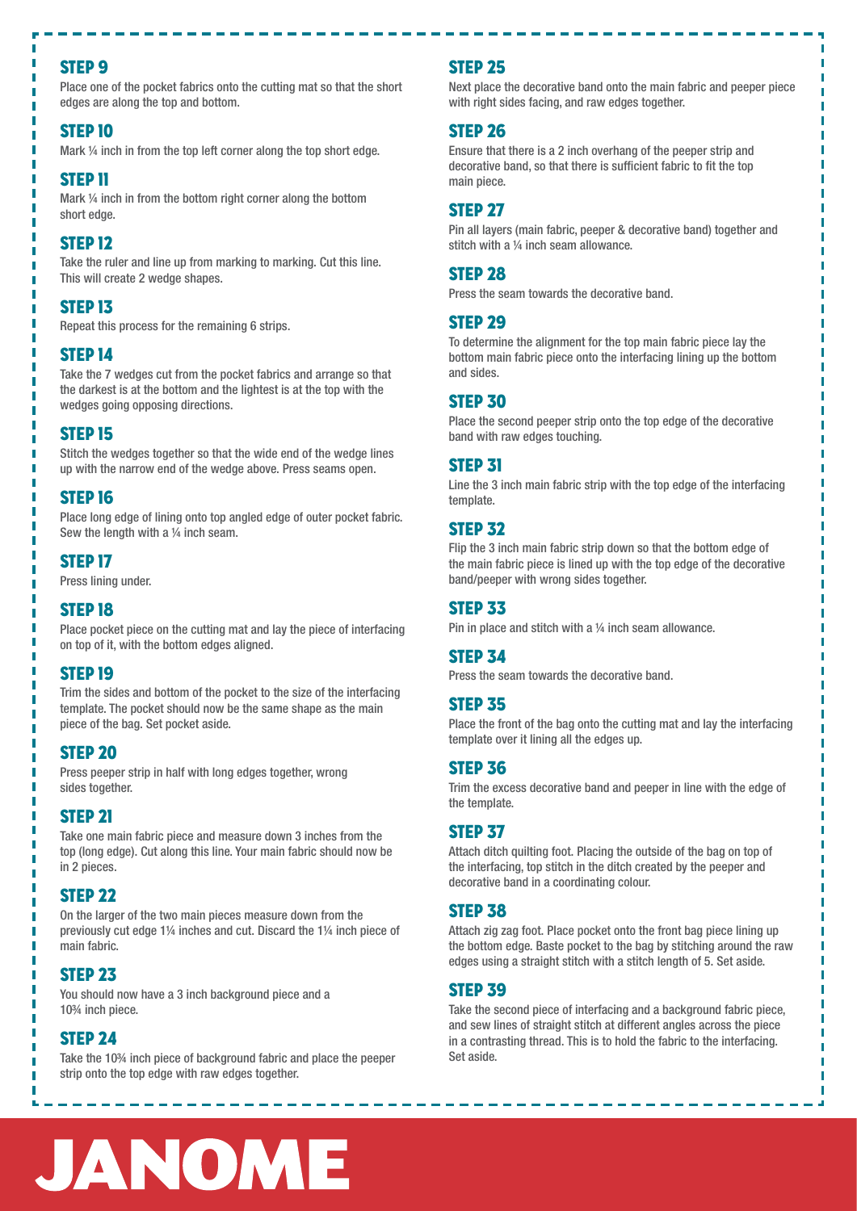## STEP 9

Place one of the pocket fabrics onto the cutting mat so that the short edges are along the top and bottom.

## STEP 10

Mark ¼ inch in from the top left corner along the top short edge.

## STEP 11

Mark ¼ inch in from the bottom right corner along the bottom short edge.

## STEP 12

Take the ruler and line up from marking to marking. Cut this line. This will create 2 wedge shapes.

## STEP 13

Repeat this process for the remaining 6 strips.

## STEP 14

Take the 7 wedges cut from the pocket fabrics and arrange so that the darkest is at the bottom and the lightest is at the top with the wedges going opposing directions.

## STEP 15

Stitch the wedges together so that the wide end of the wedge lines up with the narrow end of the wedge above. Press seams open.

## STEP 16

Place long edge of lining onto top angled edge of outer pocket fabric. Sew the length with a ¼ inch seam.

## STEP 17

Press lining under.

## STEP 18

Place pocket piece on the cutting mat and lay the piece of interfacing on top of it, with the bottom edges aligned.

## STEP 19

Trim the sides and bottom of the pocket to the size of the interfacing template. The pocket should now be the same shape as the main piece of the bag. Set pocket aside.

## STEP 20

Press peeper strip in half with long edges together, wrong sides together.

## STEP 21

Take one main fabric piece and measure down 3 inches from the top (long edge). Cut along this line. Your main fabric should now be in 2 pieces.

## STEP 22

On the larger of the two main pieces measure down from the previously cut edge 1¼ inches and cut. Discard the 1¼ inch piece of main fabric.

## STEP 23

You should now have a 3 inch background piece and a 10¾ inch piece.

## STEP 24

Take the 10¾ inch piece of background fabric and place the peeper strip onto the top edge with raw edges together.

## STEP 25

Next place the decorative band onto the main fabric and peeper piece with right sides facing, and raw edges together.

## STEP 26

Ensure that there is a 2 inch overhang of the peeper strip and decorative band, so that there is sufficient fabric to fit the top main piece.

## STEP 27

Pin all layers (main fabric, peeper & decorative band) together and stitch with a ¼ inch seam allowance.

## STEP 28

Press the seam towards the decorative band.

## STEP 29

To determine the alignment for the top main fabric piece lay the bottom main fabric piece onto the interfacing lining up the bottom and sides.

## STEP 30

Place the second peeper strip onto the top edge of the decorative band with raw edges touching.

## STEP 31

Line the 3 inch main fabric strip with the top edge of the interfacing template.

## STEP 32

Flip the 3 inch main fabric strip down so that the bottom edge of the main fabric piece is lined up with the top edge of the decorative band/peeper with wrong sides together.

## STEP 33

Pin in place and stitch with a ¼ inch seam allowance.

## STEP 34

Press the seam towards the decorative band.

## STEP 35

Place the front of the bag onto the cutting mat and lay the interfacing template over it lining all the edges up.

## STEP 36

Trim the excess decorative band and peeper in line with the edge of the template.

## STEP 37

Attach ditch quilting foot. Placing the outside of the bag on top of the interfacing, top stitch in the ditch created by the peeper and decorative band in a coordinating colour.

## STEP 38

Attach zig zag foot. Place pocket onto the front bag piece lining up the bottom edge. Baste pocket to the bag by stitching around the raw edges using a straight stitch with a stitch length of 5. Set aside.

## STEP 39

Take the second piece of interfacing and a background fabric piece, and sew lines of straight stitch at different angles across the piece in a contrasting thread. This is to hold the fabric to the interfacing. Set aside.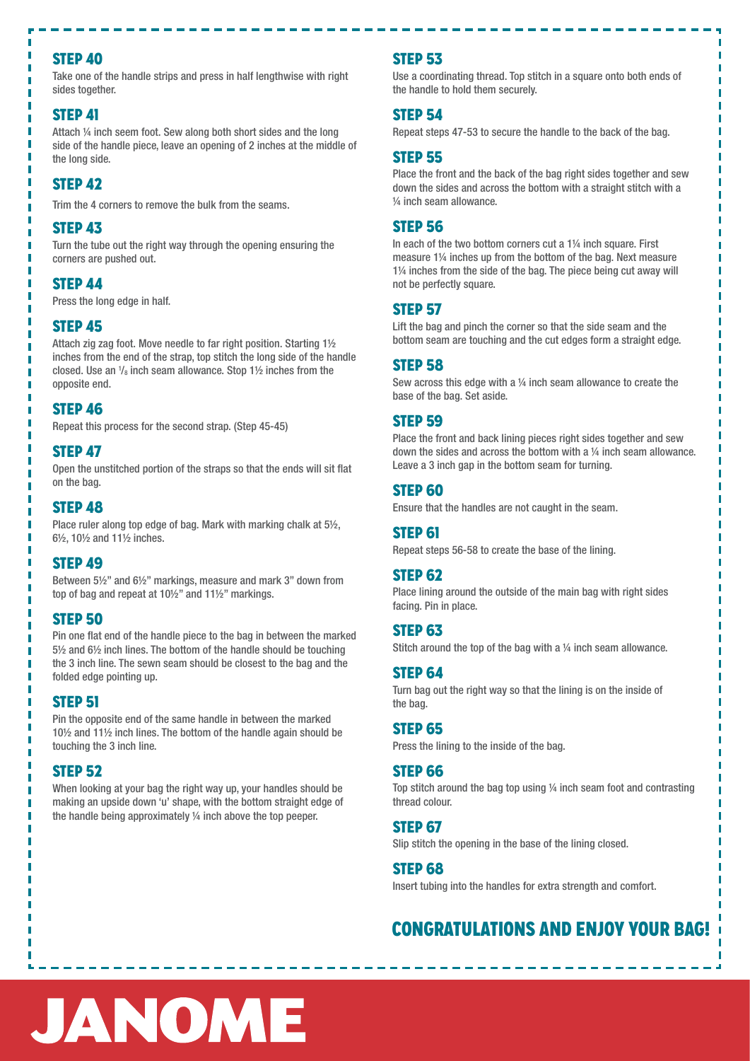### STEP 40

Take one of the handle strips and press in half lengthwise with right sides together.

### STEP 41

Attach ¼ inch seem foot. Sew along both short sides and the long side of the handle piece, leave an opening of 2 inches at the middle of the long side.

### STEP 42

Trim the 4 corners to remove the bulk from the seams.

### STEP 43

Turn the tube out the right way through the opening ensuring the corners are pushed out.

### STEP 44

Press the long edge in half.

### STEP 45

Attach zig zag foot. Move needle to far right position. Starting 1½ inches from the end of the strap, top stitch the long side of the handle closed. Use an ⅛ inch seam allowance. Stop 1½ inches from the opposite end.

### STEP 46

Repeat this process for the second strap. (Step 45-45)

### STEP 47

Open the unstitched portion of the straps so that the ends will sit flat on the bag.

### STEP 48

Place ruler along top edge of bag. Mark with marking chalk at 5½, 6½, 10½ and 11½ inches.

### STEP 49

Between 5½" and 6½" markings, measure and mark 3" down from top of bag and repeat at 10½" and 11½" markings.

### STEP 50

Pin one flat end of the handle piece to the bag in between the marked 5½ and 6½ inch lines. The bottom of the handle should be touching the 3 inch line. The sewn seam should be closest to the bag and the folded edge pointing up.

### STEP 51

Pin the opposite end of the same handle in between the marked 10½ and 11½ inch lines. The bottom of the handle again should be touching the 3 inch line.

### STEP 52

When looking at your bag the right way up, your handles should be making an upside down 'u' shape, with the bottom straight edge of the handle being approximately ¼ inch above the top peeper.

### STEP 53

Use a coordinating thread. Top stitch in a square onto both ends of the handle to hold them securely.

### STEP 54

Repeat steps 47-53 to secure the handle to the back of the bag.

### STEP 55

Place the front and the back of the bag right sides together and sew down the sides and across the bottom with a straight stitch with a ¼ inch seam allowance.

### STEP 56

In each of the two bottom corners cut a 1¼ inch square. First measure 1¼ inches up from the bottom of the bag. Next measure 1¼ inches from the side of the bag. The piece being cut away will not be perfectly square.

### STEP 57

Lift the bag and pinch the corner so that the side seam and the bottom seam are touching and the cut edges form a straight edge.

### STEP 58

Sew across this edge with a ¼ inch seam allowance to create the base of the bag. Set aside.

### STEP 59

Place the front and back lining pieces right sides together and sew down the sides and across the bottom with a ¼ inch seam allowance. Leave a 3 inch gap in the bottom seam for turning.

### STEP 60

Ensure that the handles are not caught in the seam.

### STEP 61

Repeat steps 56-58 to create the base of the lining.

### STEP 62

Place lining around the outside of the main bag with right sides facing. Pin in place.

### STEP 63

Stitch around the top of the bag with a ¼ inch seam allowance.

### STEP 64

Turn bag out the right way so that the lining is on the inside of the bag.

### STEP 65

Press the lining to the inside of the bag.

### STEP 66

Top stitch around the bag top using ¼ inch seam foot and contrasting thread colour.

### STEP 67

Slip stitch the opening in the base of the lining closed.

### STEP 68

Insert tubing into the handles for extra strength and comfort.

## CONGRATULATIONS AND ENJOY YOUR BAG!

JANOME